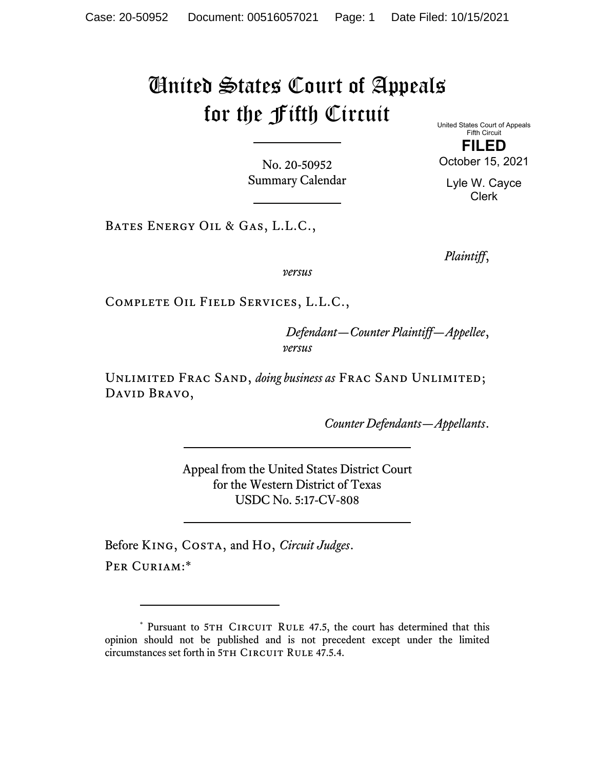# United States Court of Appeals for the Fifth Circuit

United States Court of Appeals
Fifth Circuit

**FILED**

October 15, 2021

Lyle W. Cayce
Clerk

No. 20-50952
Summary Calendar

Bates Energy Oil & Gas, L.L.C.,

*Plaintiff*,

*versus*

Complete Oil Field Services, L.L.C.,

*Defendant—Counter Plaintiff—Appellee*,

*versus*

Unlimited Frac Sand, *doing business as* Frac Sand Unlimited; David Bravo,

*Counter Defendants—Appellants*.

Appeal from the United States District Court
for the Western District of Texas
USDC No. 5:17-CV-808

Before King, Costa, and Ho, *Circuit Judges*.

Per Curiam:*

---

\* Pursuant to 5th Circuit Rule 47.5, the court has determined that this opinion should not be published and is not precedent except under the limited circumstances set forth in 5th Circuit Rule 47.5.4.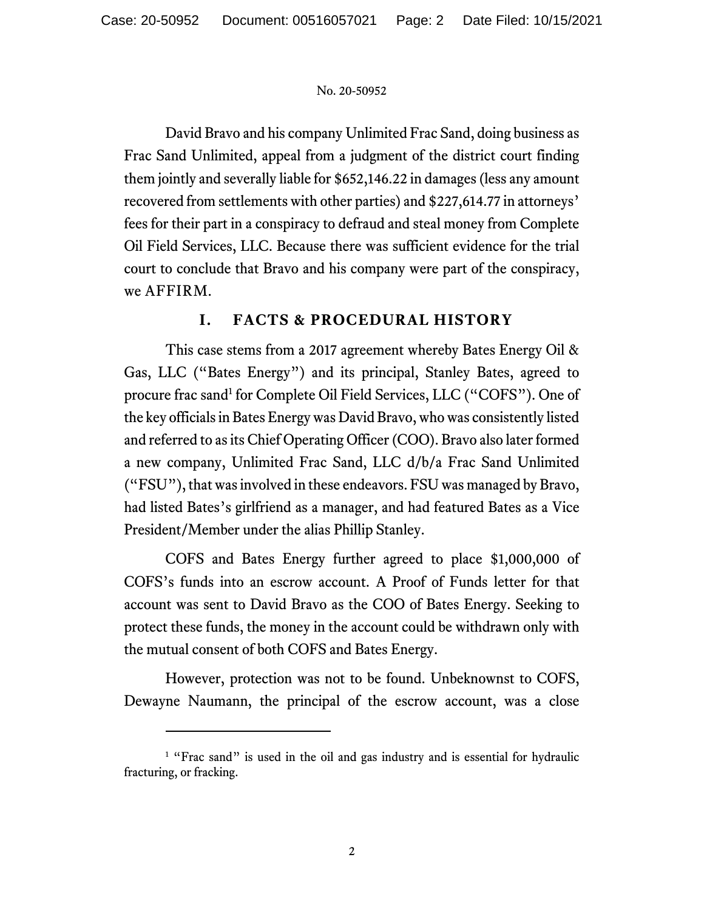David Bravo and his company Unlimited Frac Sand, doing business as Frac Sand Unlimited, appeal from a judgment of the district court finding them jointly and severally liable for $652,146.22 in damages (less any amount recovered from settlements with other parties) and $227,614.77 in attorneys' fees for their part in a conspiracy to defraud and steal money from Complete Oil Field Services, LLC. Because there was sufficient evidence for the trial court to conclude that Bravo and his company were part of the conspiracy, we AFFIRM.

## I. FACTS & PROCEDURAL HISTORY

This case stems from a 2017 agreement whereby Bates Energy Oil & Gas, LLC ("Bates Energy") and its principal, Stanley Bates, agreed to procure frac sand[1] for Complete Oil Field Services, LLC ("COFS"). One of the key officials in Bates Energy was David Bravo, who was consistently listed and referred to as its Chief Operating Officer (COO). Bravo also later formed a new company, Unlimited Frac Sand, LLC d/b/a Frac Sand Unlimited ("FSU"), that was involved in these endeavors. FSU was managed by Bravo, had listed Bates's girlfriend as a manager, and had featured Bates as a Vice President/Member under the alias Phillip Stanley.

COFS and Bates Energy further agreed to place $1,000,000 of COFS's funds into an escrow account. A Proof of Funds letter for that account was sent to David Bravo as the COO of Bates Energy. Seeking to protect these funds, the money in the account could be withdrawn only with the mutual consent of both COFS and Bates Energy.

However, protection was not to be found. Unbeknownst to COFS, Dewayne Naumann, the principal of the escrow account, was a close

[1] "Frac sand" is used in the oil and gas industry and is essential for hydraulic fracturing, or fracking.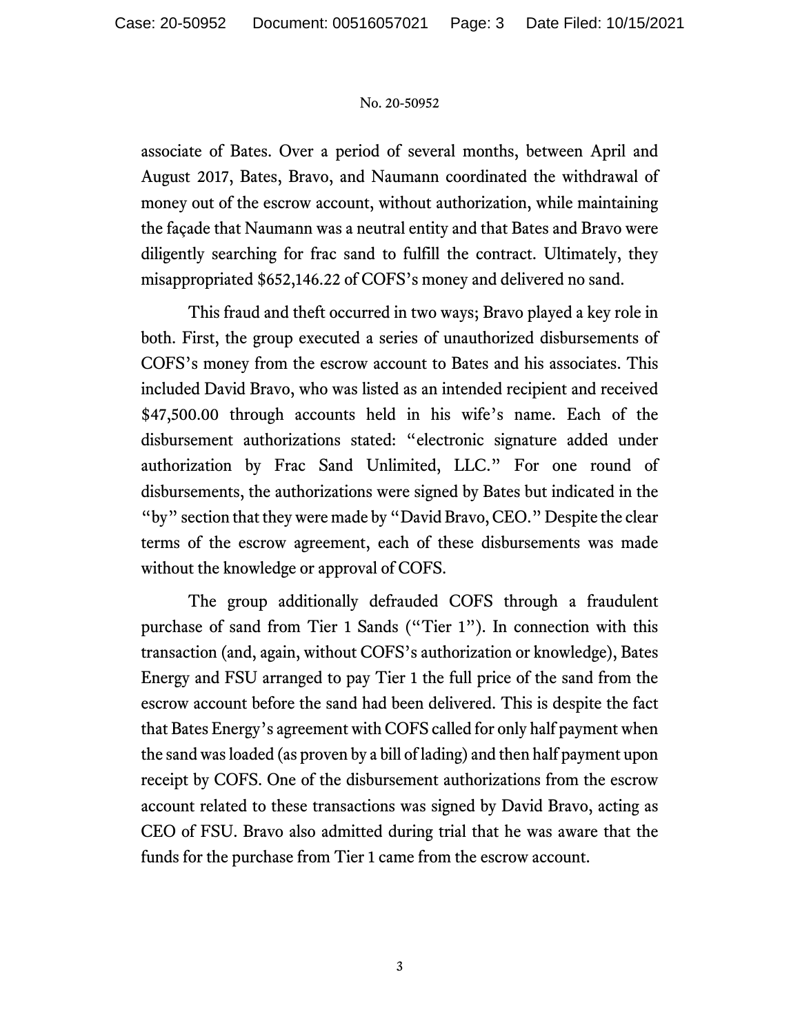associate of Bates. Over a period of several months, between April and August 2017, Bates, Bravo, and Naumann coordinated the withdrawal of money out of the escrow account, without authorization, while maintaining the façade that Naumann was a neutral entity and that Bates and Bravo were diligently searching for frac sand to fulfill the contract. Ultimately, they misappropriated $652,146.22 of COFS's money and delivered no sand.

This fraud and theft occurred in two ways; Bravo played a key role in both. First, the group executed a series of unauthorized disbursements of COFS's money from the escrow account to Bates and his associates. This included David Bravo, who was listed as an intended recipient and received $47,500.00 through accounts held in his wife's name. Each of the disbursement authorizations stated: "electronic signature added under authorization by Frac Sand Unlimited, LLC." For one round of disbursements, the authorizations were signed by Bates but indicated in the "by" section that they were made by "David Bravo, CEO." Despite the clear terms of the escrow agreement, each of these disbursements was made without the knowledge or approval of COFS.

The group additionally defrauded COFS through a fraudulent purchase of sand from Tier 1 Sands ("Tier 1"). In connection with this transaction (and, again, without COFS's authorization or knowledge), Bates Energy and FSU arranged to pay Tier 1 the full price of the sand from the escrow account before the sand had been delivered. This is despite the fact that Bates Energy's agreement with COFS called for only half payment when the sand was loaded (as proven by a bill of lading) and then half payment upon receipt by COFS. One of the disbursement authorizations from the escrow account related to these transactions was signed by David Bravo, acting as CEO of FSU. Bravo also admitted during trial that he was aware that the funds for the purchase from Tier 1 came from the escrow account.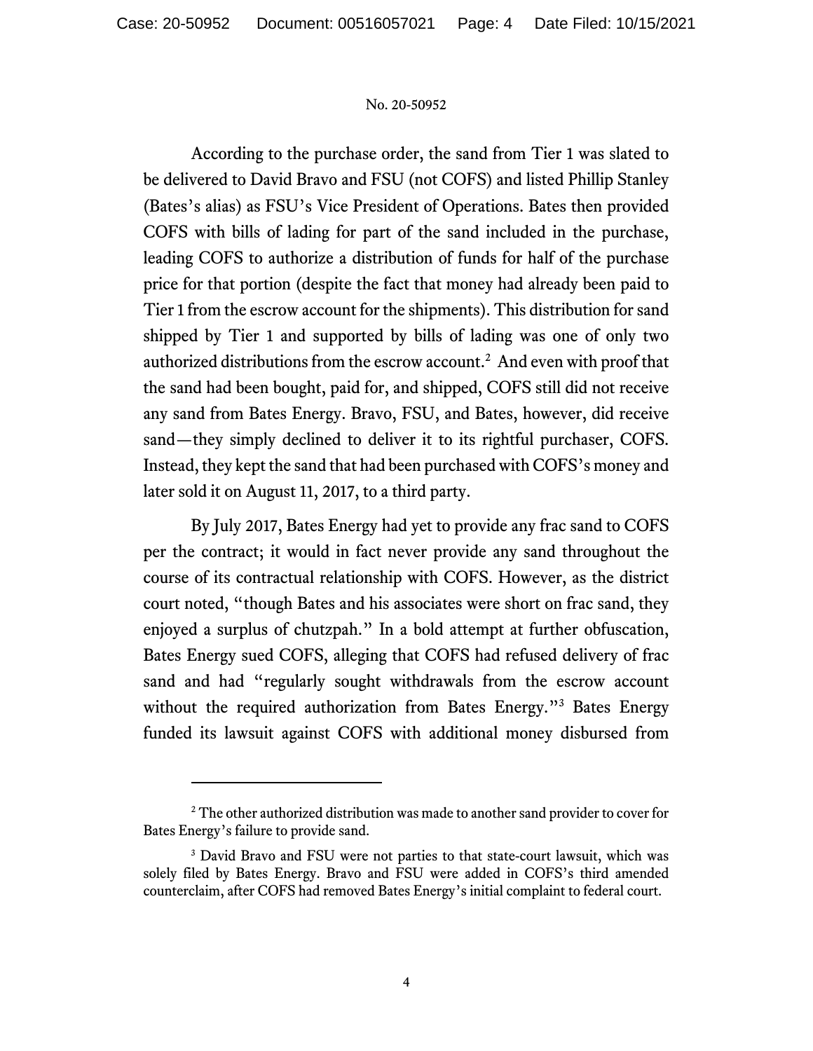According to the purchase order, the sand from Tier 1 was slated to be delivered to David Bravo and FSU (not COFS) and listed Phillip Stanley (Bates's alias) as FSU's Vice President of Operations. Bates then provided COFS with bills of lading for part of the sand included in the purchase, leading COFS to authorize a distribution of funds for half of the purchase price for that portion (despite the fact that money had already been paid to Tier 1 from the escrow account for the shipments). This distribution for sand shipped by Tier 1 and supported by bills of lading was one of only two authorized distributions from the escrow account.[2] And even with proof that the sand had been bought, paid for, and shipped, COFS still did not receive any sand from Bates Energy. Bravo, FSU, and Bates, however, did receive sand—they simply declined to deliver it to its rightful purchaser, COFS. Instead, they kept the sand that had been purchased with COFS's money and later sold it on August 11, 2017, to a third party.

By July 2017, Bates Energy had yet to provide any frac sand to COFS per the contract; it would in fact never provide any sand throughout the course of its contractual relationship with COFS. However, as the district court noted, "though Bates and his associates were short on frac sand, they enjoyed a surplus of chutzpah." In a bold attempt at further obfuscation, Bates Energy sued COFS, alleging that COFS had refused delivery of frac sand and had "regularly sought withdrawals from the escrow account without the required authorization from Bates Energy."[3] Bates Energy funded its lawsuit against COFS with additional money disbursed from

---

[2] The other authorized distribution was made to another sand provider to cover for Bates Energy's failure to provide sand.

[3] David Bravo and FSU were not parties to that state-court lawsuit, which was solely filed by Bates Energy. Bravo and FSU were added in COFS's third amended counterclaim, after COFS had removed Bates Energy's initial complaint to federal court.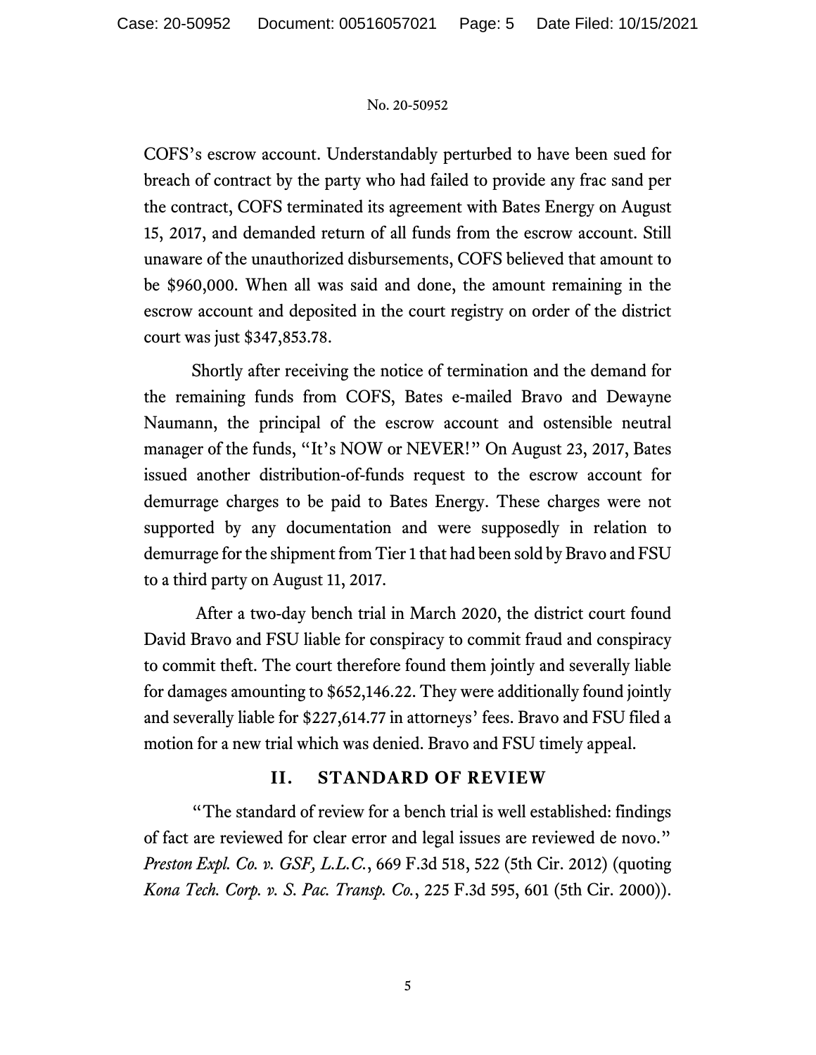COFS's escrow account. Understandably perturbed to have been sued for breach of contract by the party who had failed to provide any frac sand per the contract, COFS terminated its agreement with Bates Energy on August 15, 2017, and demanded return of all funds from the escrow account. Still unaware of the unauthorized disbursements, COFS believed that amount to be $960,000. When all was said and done, the amount remaining in the escrow account and deposited in the court registry on order of the district court was just $347,853.78.

Shortly after receiving the notice of termination and the demand for the remaining funds from COFS, Bates e-mailed Bravo and Dewayne Naumann, the principal of the escrow account and ostensible neutral manager of the funds, "It's NOW or NEVER!" On August 23, 2017, Bates issued another distribution-of-funds request to the escrow account for demurrage charges to be paid to Bates Energy. These charges were not supported by any documentation and were supposedly in relation to demurrage for the shipment from Tier 1 that had been sold by Bravo and FSU to a third party on August 11, 2017.

After a two-day bench trial in March 2020, the district court found David Bravo and FSU liable for conspiracy to commit fraud and conspiracy to commit theft. The court therefore found them jointly and severally liable for damages amounting to $652,146.22. They were additionally found jointly and severally liable for $227,614.77 in attorneys' fees. Bravo and FSU filed a motion for a new trial which was denied. Bravo and FSU timely appeal.

## II. STANDARD OF REVIEW

"The standard of review for a bench trial is well established: findings of fact are reviewed for clear error and legal issues are reviewed de novo." *Preston Expl. Co. v. GSF, L.L.C.*, 669 F.3d 518, 522 (5th Cir. 2012) (quoting *Kona Tech. Corp. v. S. Pac. Transp. Co.*, 225 F.3d 595, 601 (5th Cir. 2000)).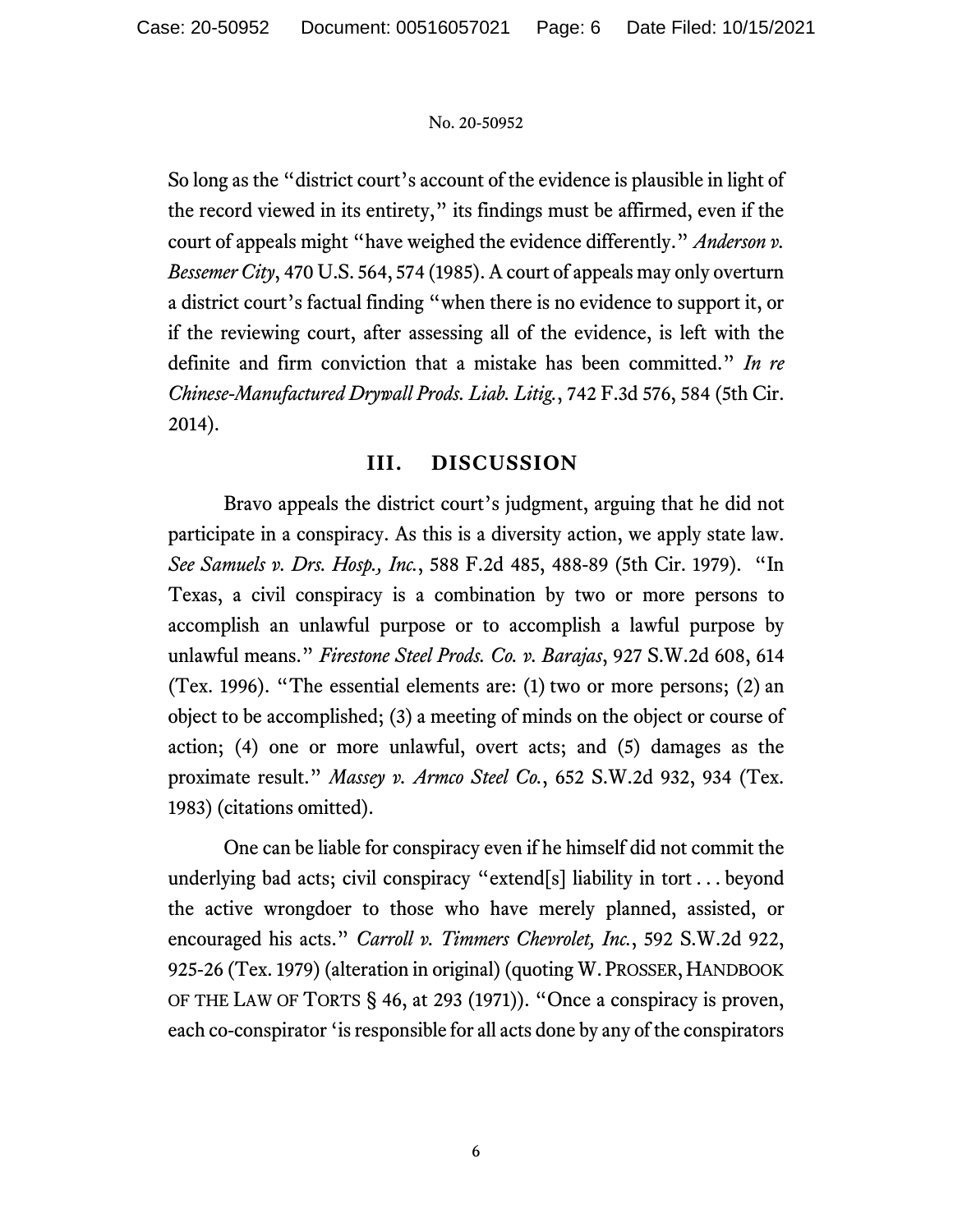So long as the "district court's account of the evidence is plausible in light of the record viewed in its entirety," its findings must be affirmed, even if the court of appeals might "have weighed the evidence differently." *Anderson v. Bessemer City*, 470 U.S. 564, 574 (1985). A court of appeals may only overturn a district court's factual finding "when there is no evidence to support it, or if the reviewing court, after assessing all of the evidence, is left with the definite and firm conviction that a mistake has been committed." *In re Chinese-Manufactured Drywall Prods. Liab. Litig.*, 742 F.3d 576, 584 (5th Cir. 2014).

## III. DISCUSSION

Bravo appeals the district court's judgment, arguing that he did not participate in a conspiracy. As this is a diversity action, we apply state law. *See Samuels v. Drs. Hosp., Inc.*, 588 F.2d 485, 488-89 (5th Cir. 1979). "In Texas, a civil conspiracy is a combination by two or more persons to accomplish an unlawful purpose or to accomplish a lawful purpose by unlawful means." *Firestone Steel Prods. Co. v. Barajas*, 927 S.W.2d 608, 614 (Tex. 1996). "The essential elements are: (1) two or more persons; (2) an object to be accomplished; (3) a meeting of minds on the object or course of action; (4) one or more unlawful, overt acts; and (5) damages as the proximate result." *Massey v. Armco Steel Co.*, 652 S.W.2d 932, 934 (Tex. 1983) (citations omitted).

One can be liable for conspiracy even if he himself did not commit the underlying bad acts; civil conspiracy "extend[s] liability in tort . . . beyond the active wrongdoer to those who have merely planned, assisted, or encouraged his acts." *Carroll v. Timmers Chevrolet, Inc.*, 592 S.W.2d 922, 925-26 (Tex. 1979) (alteration in original) (quoting W. PROSSER, HANDBOOK OF THE LAW OF TORTS § 46, at 293 (1971)). "Once a conspiracy is proven, each co-conspirator 'is responsible for all acts done by any of the conspirators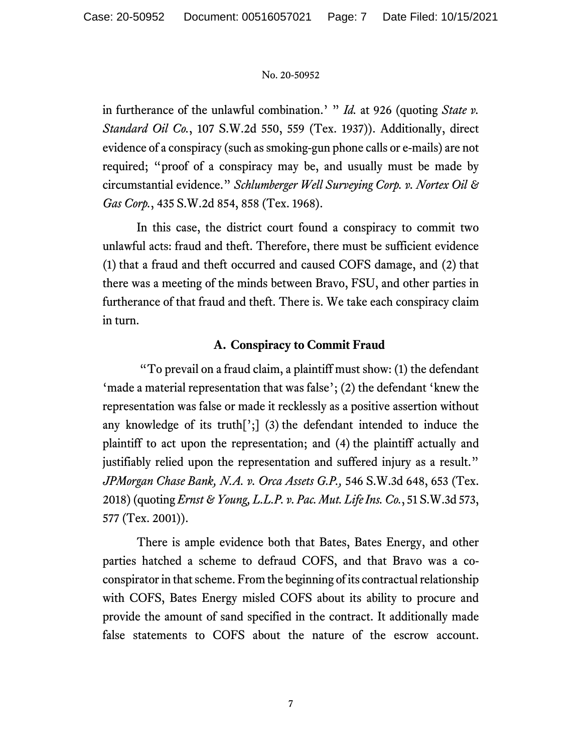in furtherance of the unlawful combination.' " *Id.* at 926 (quoting *State v. Standard Oil Co.*, 107 S.W.2d 550, 559 (Tex. 1937)). Additionally, direct evidence of a conspiracy (such as smoking-gun phone calls or e-mails) are not required; "proof of a conspiracy may be, and usually must be made by circumstantial evidence." *Schlumberger Well Surveying Corp. v. Nortex Oil & Gas Corp.*, 435 S.W.2d 854, 858 (Tex. 1968).

In this case, the district court found a conspiracy to commit two unlawful acts: fraud and theft. Therefore, there must be sufficient evidence (1) that a fraud and theft occurred and caused COFS damage, and (2) that there was a meeting of the minds between Bravo, FSU, and other parties in furtherance of that fraud and theft. There is. We take each conspiracy claim in turn.

### A. Conspiracy to Commit Fraud

"To prevail on a fraud claim, a plaintiff must show: (1) the defendant 'made a material representation that was false'; (2) the defendant 'knew the representation was false or made it recklessly as a positive assertion without any knowledge of its truth[';] (3) the defendant intended to induce the plaintiff to act upon the representation; and (4) the plaintiff actually and justifiably relied upon the representation and suffered injury as a result." *JPMorgan Chase Bank, N.A. v. Orca Assets G.P.,* 546 S.W.3d 648, 653 (Tex. 2018) (quoting *Ernst & Young, L.L.P. v. Pac. Mut. Life Ins. Co.*, 51 S.W.3d 573, 577 (Tex. 2001)).

There is ample evidence both that Bates, Bates Energy, and other parties hatched a scheme to defraud COFS, and that Bravo was a co-conspirator in that scheme. From the beginning of its contractual relationship with COFS, Bates Energy misled COFS about its ability to procure and provide the amount of sand specified in the contract. It additionally made false statements to COFS about the nature of the escrow account.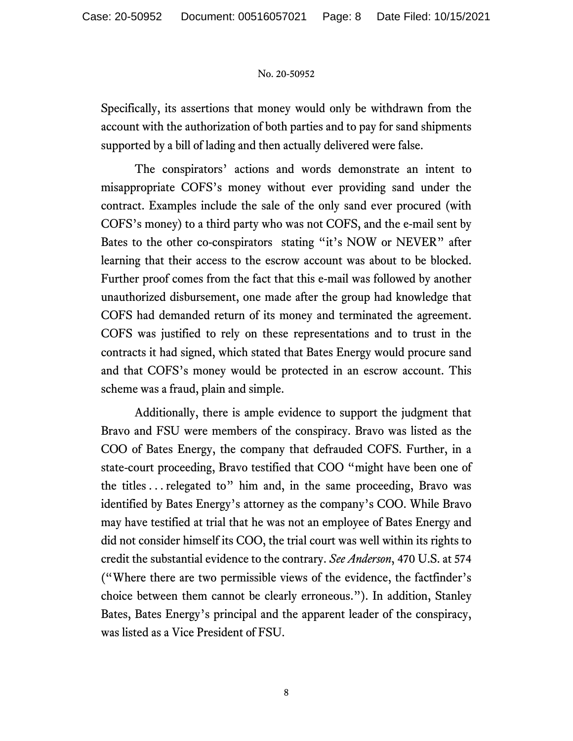Specifically, its assertions that money would only be withdrawn from the account with the authorization of both parties and to pay for sand shipments supported by a bill of lading and then actually delivered were false.

The conspirators' actions and words demonstrate an intent to misappropriate COFS's money without ever providing sand under the contract. Examples include the sale of the only sand ever procured (with COFS's money) to a third party who was not COFS, and the e-mail sent by Bates to the other co-conspirators stating "it's NOW or NEVER" after learning that their access to the escrow account was about to be blocked. Further proof comes from the fact that this e-mail was followed by another unauthorized disbursement, one made after the group had knowledge that COFS had demanded return of its money and terminated the agreement. COFS was justified to rely on these representations and to trust in the contracts it had signed, which stated that Bates Energy would procure sand and that COFS's money would be protected in an escrow account. This scheme was a fraud, plain and simple.

Additionally, there is ample evidence to support the judgment that Bravo and FSU were members of the conspiracy. Bravo was listed as the COO of Bates Energy, the company that defrauded COFS. Further, in a state-court proceeding, Bravo testified that COO "might have been one of the titles . . . relegated to" him and, in the same proceeding, Bravo was identified by Bates Energy's attorney as the company's COO. While Bravo may have testified at trial that he was not an employee of Bates Energy and did not consider himself its COO, the trial court was well within its rights to credit the substantial evidence to the contrary. *See Anderson*, 470 U.S. at 574 ("Where there are two permissible views of the evidence, the factfinder's choice between them cannot be clearly erroneous."). In addition, Stanley Bates, Bates Energy's principal and the apparent leader of the conspiracy, was listed as a Vice President of FSU.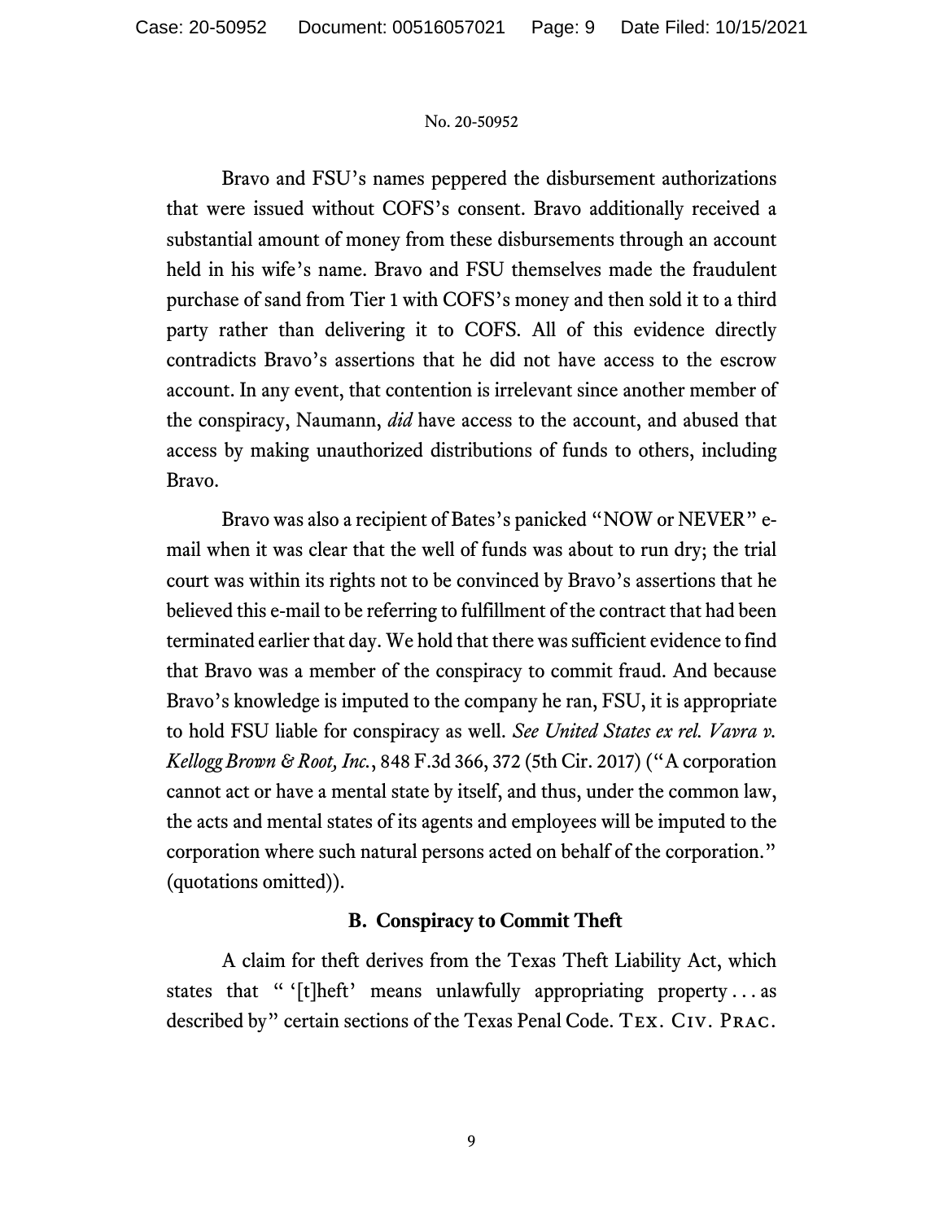Bravo and FSU's names peppered the disbursement authorizations that were issued without COFS's consent. Bravo additionally received a substantial amount of money from these disbursements through an account held in his wife's name. Bravo and FSU themselves made the fraudulent purchase of sand from Tier 1 with COFS's money and then sold it to a third party rather than delivering it to COFS. All of this evidence directly contradicts Bravo's assertions that he did not have access to the escrow account. In any event, that contention is irrelevant since another member of the conspiracy, Naumann, *did* have access to the account, and abused that access by making unauthorized distributions of funds to others, including Bravo.

Bravo was also a recipient of Bates's panicked "NOW or NEVER" e-mail when it was clear that the well of funds was about to run dry; the trial court was within its rights not to be convinced by Bravo's assertions that he believed this e-mail to be referring to fulfillment of the contract that had been terminated earlier that day. We hold that there was sufficient evidence to find that Bravo was a member of the conspiracy to commit fraud. And because Bravo's knowledge is imputed to the company he ran, FSU, it is appropriate to hold FSU liable for conspiracy as well. *See United States ex rel. Vavra v. Kellogg Brown & Root, Inc.*, 848 F.3d 366, 372 (5th Cir. 2017) ("A corporation cannot act or have a mental state by itself, and thus, under the common law, the acts and mental states of its agents and employees will be imputed to the corporation where such natural persons acted on behalf of the corporation." (quotations omitted)).

### B. Conspiracy to Commit Theft

A claim for theft derives from the Texas Theft Liability Act, which states that "'[t]heft' means unlawfully appropriating property . . . as described by" certain sections of the Texas Penal Code. TEX. CIV. PRAC.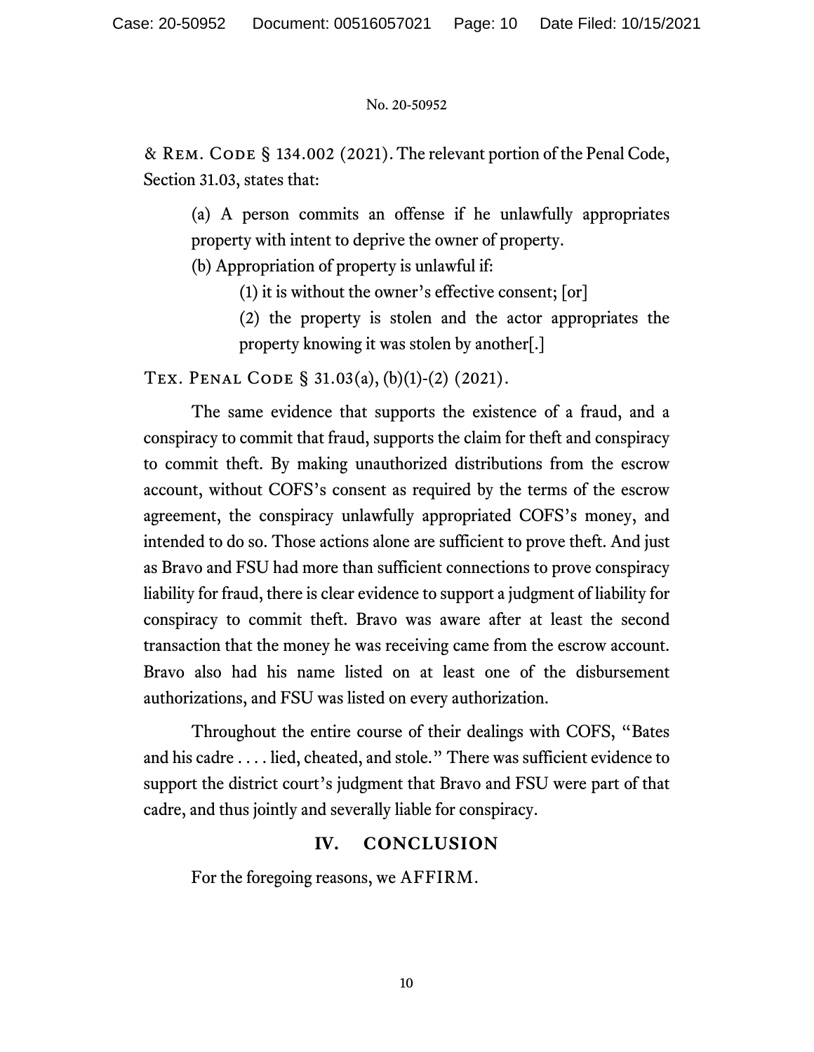& Rem. Code § 134.002 (2021). The relevant portion of the Penal Code, Section 31.03, states that:

> (a) A person commits an offense if he unlawfully appropriates property with intent to deprive the owner of property.
>
> (b) Appropriation of property is unlawful if:
>
> > (1) it is without the owner's effective consent; [or]
> >
> > (2) the property is stolen and the actor appropriates the property knowing it was stolen by another[.]

Tex. Penal Code § 31.03(a), (b)(1)-(2) (2021).

The same evidence that supports the existence of a fraud, and a conspiracy to commit that fraud, supports the claim for theft and conspiracy to commit theft. By making unauthorized distributions from the escrow account, without COFS's consent as required by the terms of the escrow agreement, the conspiracy unlawfully appropriated COFS's money, and intended to do so. Those actions alone are sufficient to prove theft. And just as Bravo and FSU had more than sufficient connections to prove conspiracy liability for fraud, there is clear evidence to support a judgment of liability for conspiracy to commit theft. Bravo was aware after at least the second transaction that the money he was receiving came from the escrow account. Bravo also had his name listed on at least one of the disbursement authorizations, and FSU was listed on every authorization.

Throughout the entire course of their dealings with COFS, "Bates and his cadre . . . . lied, cheated, and stole." There was sufficient evidence to support the district court's judgment that Bravo and FSU were part of that cadre, and thus jointly and severally liable for conspiracy.

## IV. CONCLUSION

For the foregoing reasons, we AFFIRM.